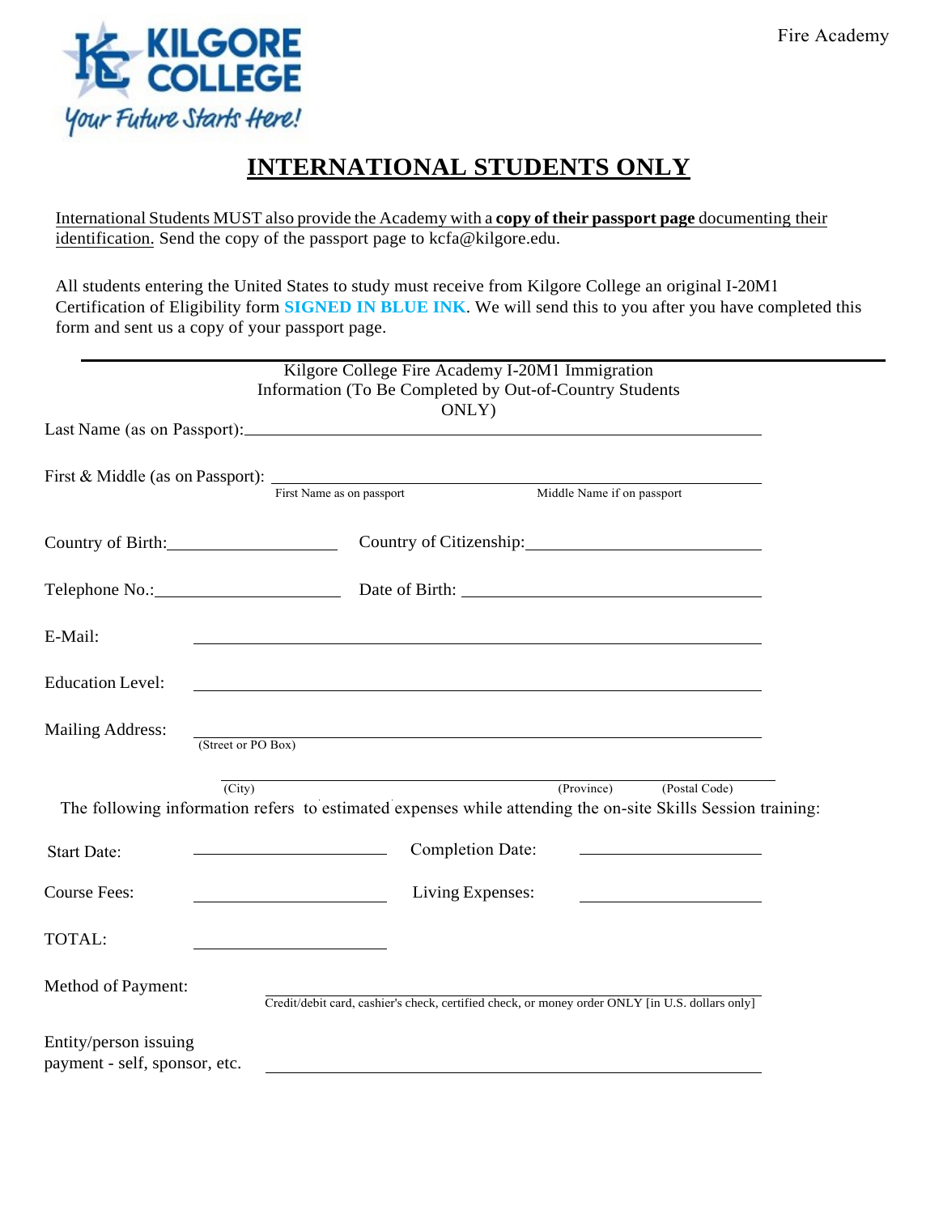Fire Academy

KILGORE COLLEGE

*Your Future Starts Here!*

# INTERNATIONAL STUDENTS ONLY

International Students MUST also provide the Academy with a **copy of their passport page** documenting their identification. Send the copy of the passport page to kcfa@kilgore.edu.

All students entering the United States to study must receive from Kilgore College an original I-20M1 Certification of Eligibility form **SIGNED IN BLUE INK**. We will send this to you after you have completed this form and sent us a copy of your passport page.

---

Kilgore College Fire Academy I-20M1 Immigration Information (To Be Completed by Out-of-Country Students ONLY)

Last Name (as on Passport): ______________________________

First & Middle (as on Passport): ______________________________
First Name as on passport — Middle Name if on passport

Country of Birth: ______________ Country of Citizenship: ______________

Telephone No.: ______________ Date of Birth: ______________

E-Mail: ______________________________

Education Level: ______________________________

Mailing Address: ______________________________
(Street or PO Box)

______________________________
(City) (Province) (Postal Code)

The following information refers to estimated expenses while attending the on-site Skills Session training:

Start Date: ______________ Completion Date: ______________

Course Fees: ______________ Living Expenses: ______________

TOTAL: ______________

Method of Payment: ______________________________
Credit/debit card, cashier's check, certified check, or money order ONLY [in U.S. dollars only]

Entity/person issuing payment - self, sponsor, etc. ______________________________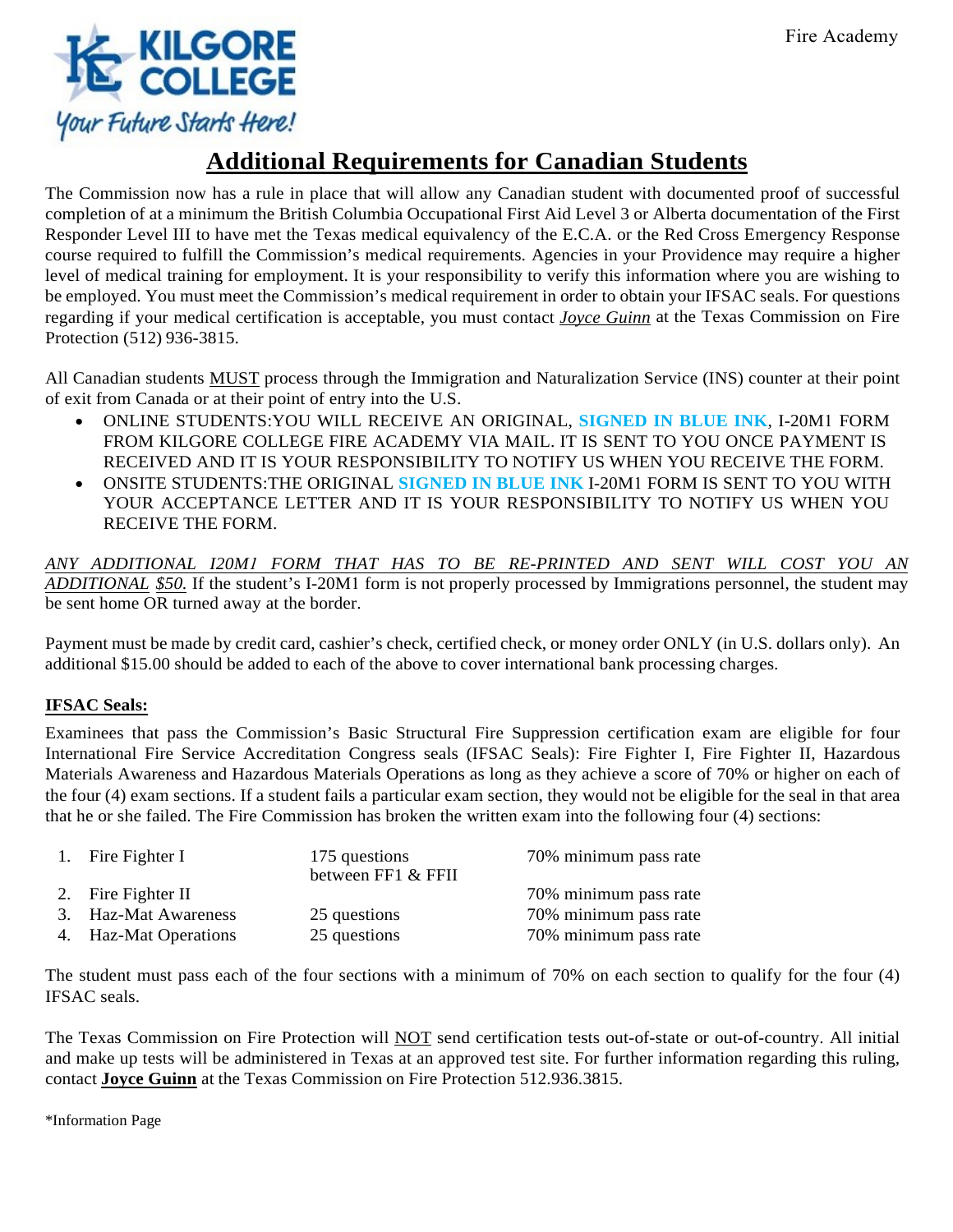Fire Academy

# Additional Requirements for Canadian Students

The Commission now has a rule in place that will allow any Canadian student with documented proof of successful completion of at a minimum the British Columbia Occupational First Aid Level 3 or Alberta documentation of the First Responder Level III to have met the Texas medical equivalency of the E.C.A. or the Red Cross Emergency Response course required to fulfill the Commission's medical requirements. Agencies in your Providence may require a higher level of medical training for employment. It is your responsibility to verify this information where you are wishing to be employed. You must meet the Commission's medical requirement in order to obtain your IFSAC seals. For questions regarding if your medical certification is acceptable, you must contact *Joyce Guinn* at the Texas Commission on Fire Protection (512) 936-3815.

All Canadian students MUST process through the Immigration and Naturalization Service (INS) counter at their point of exit from Canada or at their point of entry into the U.S.

- ONLINE STUDENTS:YOU WILL RECEIVE AN ORIGINAL, **SIGNED IN BLUE INK**, I-20M1 FORM FROM KILGORE COLLEGE FIRE ACADEMY VIA MAIL. IT IS SENT TO YOU ONCE PAYMENT IS RECEIVED AND IT IS YOUR RESPONSIBILITY TO NOTIFY US WHEN YOU RECEIVE THE FORM.
- ONSITE STUDENTS:THE ORIGINAL **SIGNED IN BLUE INK** I-20M1 FORM IS SENT TO YOU WITH YOUR ACCEPTANCE LETTER AND IT IS YOUR RESPONSIBILITY TO NOTIFY US WHEN YOU RECEIVE THE FORM.

*ANY ADDITIONAL I20M1 FORM THAT HAS TO BE RE-PRINTED AND SENT WILL COST YOU AN ADDITIONAL $50.* If the student's I-20M1 form is not properly processed by Immigrations personnel, the student may be sent home OR turned away at the border.

Payment must be made by credit card, cashier's check, certified check, or money order ONLY (in U.S. dollars only). An additional $15.00 should be added to each of the above to cover international bank processing charges.

**IFSAC Seals:**

Examinees that pass the Commission's Basic Structural Fire Suppression certification exam are eligible for four International Fire Service Accreditation Congress seals (IFSAC Seals): Fire Fighter I, Fire Fighter II, Hazardous Materials Awareness and Hazardous Materials Operations as long as they achieve a score of 70% or higher on each of the four (4) exam sections. If a student fails a particular exam section, they would not be eligible for the seal in that area that he or she failed. The Fire Commission has broken the written exam into the following four (4) sections:

| | | |
|---|---|---|
| 1. Fire Fighter I | 175 questions between FF1 & FFII | 70% minimum pass rate |
| 2. Fire Fighter II | | 70% minimum pass rate |
| 3. Haz-Mat Awareness | 25 questions | 70% minimum pass rate |
| 4. Haz-Mat Operations | 25 questions | 70% minimum pass rate |

The student must pass each of the four sections with a minimum of 70% on each section to qualify for the four (4) IFSAC seals.

The Texas Commission on Fire Protection will NOT send certification tests out-of-state or out-of-country. All initial and make up tests will be administered in Texas at an approved test site. For further information regarding this ruling, contact **Joyce Guinn** at the Texas Commission on Fire Protection 512.936.3815.

*Information Page